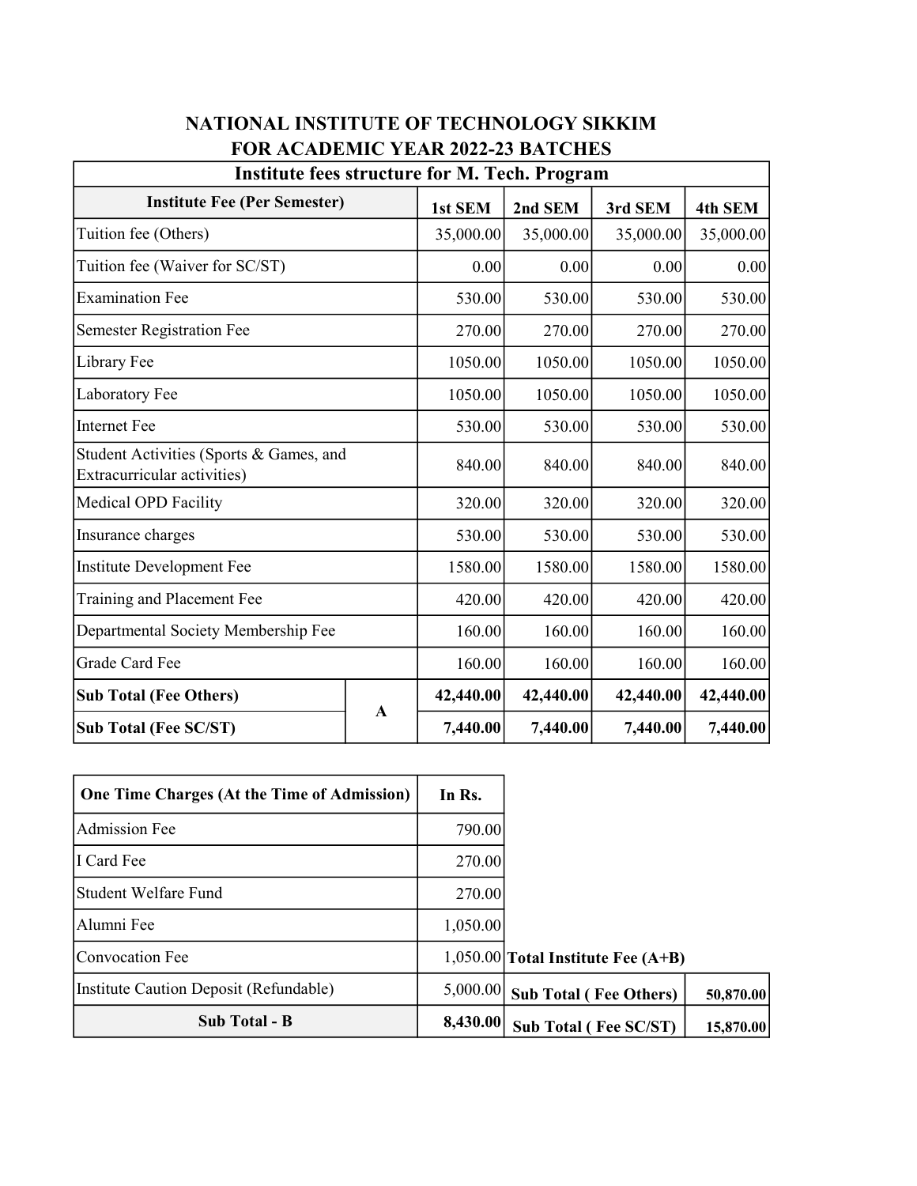# NATIONAL INSTITUTE OF TECHNOLOGY SIKKIM

## FOR ACADEMIC YEAR 2022-23 BATCHES

### Institute fees structure for M. Tech. Program

| Institute Fee (Per Semester) | | 1st SEM | 2nd SEM | 3rd SEM | 4th SEM |
|---|---|---|---|---|---|
| Tuition fee (Others) | | 35,000.00 | 35,000.00 | 35,000.00 | 35,000.00 |
| Tuition fee (Waiver for SC/ST) | | 0.00 | 0.00 | 0.00 | 0.00 |
| Examination Fee | | 530.00 | 530.00 | 530.00 | 530.00 |
| Semester Registration Fee | | 270.00 | 270.00 | 270.00 | 270.00 |
| Library Fee | | 1050.00 | 1050.00 | 1050.00 | 1050.00 |
| Laboratory Fee | | 1050.00 | 1050.00 | 1050.00 | 1050.00 |
| Internet Fee | | 530.00 | 530.00 | 530.00 | 530.00 |
| Student Activities (Sports & Games, and Extracurricular activities) | | 840.00 | 840.00 | 840.00 | 840.00 |
| Medical OPD Facility | | 320.00 | 320.00 | 320.00 | 320.00 |
| Insurance charges | | 530.00 | 530.00 | 530.00 | 530.00 |
| Institute Development Fee | | 1580.00 | 1580.00 | 1580.00 | 1580.00 |
| Training and Placement Fee | | 420.00 | 420.00 | 420.00 | 420.00 |
| Departmental Society Membership Fee | | 160.00 | 160.00 | 160.00 | 160.00 |
| Grade Card Fee | | 160.00 | 160.00 | 160.00 | 160.00 |
| **Sub Total (Fee Others)** | **A** | **42,440.00** | **42,440.00** | **42,440.00** | **42,440.00** |
| **Sub Total (Fee SC/ST)** | | **7,440.00** | **7,440.00** | **7,440.00** | **7,440.00** |

| One Time Charges (At the Time of Admission) | In Rs. |
|---|---|
| Admission Fee | 790.00 |
| I Card Fee | 270.00 |
| Student Welfare Fund | 270.00 |
| Alumni Fee | 1,050.00 |
| Convocation Fee | 1,050.00 |
| Institute Caution Deposit (Refundable) | 5,000.00 |
| **Sub Total - B** | **8,430.00** |

| Total Institute Fee (A+B) | |
|---|---|
| **Sub Total ( Fee Others)** | **50,870.00** |
| **Sub Total ( Fee SC/ST)** | **15,870.00** |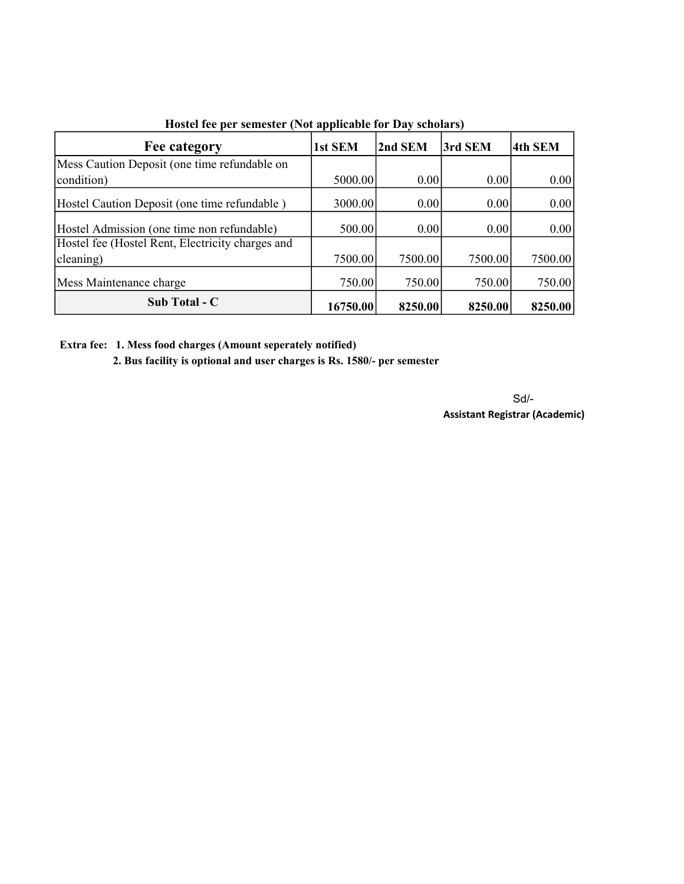**Hostel fee per semester (Not applicable for Day scholars)**

| Fee category | 1st SEM | 2nd SEM | 3rd SEM | 4th SEM |
|---|---|---|---|---|
| Mess Caution Deposit (one time refundable on condition) | 5000.00 | 0.00 | 0.00 | 0.00 |
| Hostel Caution Deposit (one time refundable ) | 3000.00 | 0.00 | 0.00 | 0.00 |
| Hostel Admission (one time non refundable) | 500.00 | 0.00 | 0.00 | 0.00 |
| Hostel fee (Hostel Rent, Electricity charges and cleaning) | 7500.00 | 7500.00 | 7500.00 | 7500.00 |
| Mess Maintenance charge | 750.00 | 750.00 | 750.00 | 750.00 |
| **Sub Total - C** | **16750.00** | **8250.00** | **8250.00** | **8250.00** |

**Extra fee: 1. Mess food charges (Amount seperately notified)**
**2. Bus facility is optional and user charges is Rs. 1580/- per semester**

Sd/-
**Assistant Registrar (Academic)**